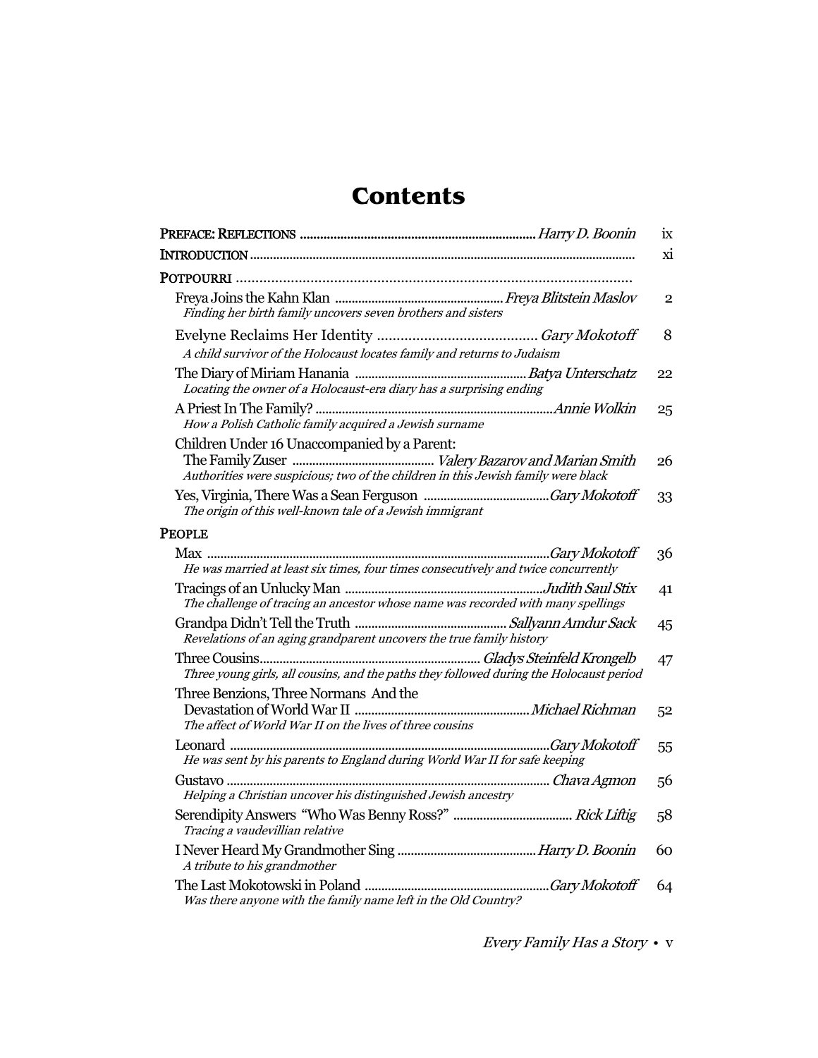# Contents

| | | |
|---|---|---|
| **PREFACE: REFLECTIONS** | *Harry D. Boonin* | ix |
| **INTRODUCTION** | | xi |
| **POTPOURRI** | | |
| Freya Joins the Kahn Klan<br>*Finding her birth family uncovers seven brothers and sisters* | *Freya Blitstein Maslov* | 2 |
| Evelyne Reclaims Her Identity<br>*A child survivor of the Holocaust locates family and returns to Judaism* | *Gary Mokotoff* | 8 |
| The Diary of Miriam Hanania<br>*Locating the owner of a Holocaust-era diary has a surprising ending* | *Batya Unterschatz* | 22 |
| A Priest In The Family?<br>*How a Polish Catholic family acquired a Jewish surname* | *Annie Wolkin* | 25 |
| Children Under 16 Unaccompanied by a Parent: The Family Zuser<br>*Authorities were suspicious; two of the children in this Jewish family were black* | *Valery Bazarov and Marian Smith* | 26 |
| Yes, Virginia, There Was a Sean Ferguson<br>*The origin of this well-known tale of a Jewish immigrant* | *Gary Mokotoff* | 33 |
| **PEOPLE** | | |
| Max<br>*He was married at least six times, four times consecutively and twice concurrently* | *Gary Mokotoff* | 36 |
| Tracings of an Unlucky Man<br>*The challenge of tracing an ancestor whose name was recorded with many spellings* | *Judith Saul Stix* | 41 |
| Grandpa Didn't Tell the Truth<br>*Revelations of an aging grandparent uncovers the true family history* | *Sallyann Amdur Sack* | 45 |
| Three Cousins<br>*Three young girls, all cousins, and the paths they followed during the Holocaust period* | *Gladys Steinfeld Krongelb* | 47 |
| Three Benzions, Three Normans And the Devastation of World War II<br>*The affect of World War II on the lives of three cousins* | *Michael Richman* | 52 |
| Leonard<br>*He was sent by his parents to England during World War II for safe keeping* | *Gary Mokotoff* | 55 |
| Gustavo<br>*Helping a Christian uncover his distinguished Jewish ancestry* | *Chava Agmon* | 56 |
| Serendipity Answers "Who Was Benny Ross?"<br>*Tracing a vaudevillian relative* | *Rick Liftig* | 58 |
| I Never Heard My Grandmother Sing<br>*A tribute to his grandmother* | *Harry D. Boonin* | 60 |
| The Last Mokotowski in Poland<br>*Was there anyone with the family name left in the Old Country?* | *Gary Mokotoff* | 64 |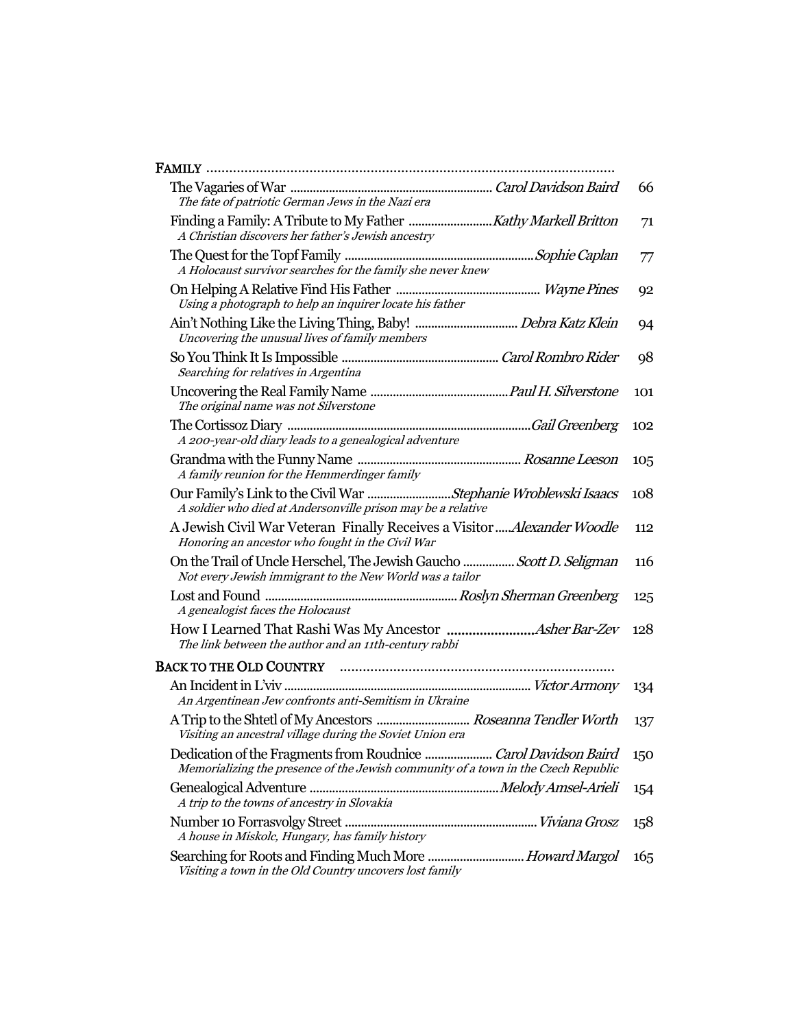**FAMILY**

The Vagaries of War ............ *Carol Davidson Baird* 66
*The fate of patriotic German Jews in the Nazi era*

Finding a Family: A Tribute to My Father ............ *Kathy Markell Britton* 71
*A Christian discovers her father's Jewish ancestry*

The Quest for the Topf Family ............ *Sophie Caplan* 77
*A Holocaust survivor searches for the family she never knew*

On Helping A Relative Find His Father ............ *Wayne Pines* 92
*Using a photograph to help an inquirer locate his father*

Ain't Nothing Like the Living Thing, Baby! ............ *Debra Katz Klein* 94
*Uncovering the unusual lives of family members*

So You Think It Is Impossible ............ *Carol Rombro Rider* 98
*Searching for relatives in Argentina*

Uncovering the Real Family Name ............ *Paul H. Silverstone* 101
*The original name was not Silverstone*

The Cortissoz Diary ............ *Gail Greenberg* 102
*A 200-year-old diary leads to a genealogical adventure*

Grandma with the Funny Name ............ *Rosanne Leeson* 105
*A family reunion for the Hemmerdinger family*

Our Family's Link to the Civil War ............ *Stephanie Wroblewski Isaacs* 108
*A soldier who died at Andersonville prison may be a relative*

A Jewish Civil War Veteran Finally Receives a Visitor ............ *Alexander Woodle* 112
*Honoring an ancestor who fought in the Civil War*

On the Trail of Uncle Herschel, The Jewish Gaucho ............ *Scott D. Seligman* 116
*Not every Jewish immigrant to the New World was a tailor*

Lost and Found ............ *Roslyn Sherman Greenberg* 125
*A genealogist faces the Holocaust*

How I Learned That Rashi Was My Ancestor ............ *Asher Bar-Zev* 128
*The link between the author and an 11th-century rabbi*

**BACK TO THE OLD COUNTRY**

An Incident in L'viv ............ *Victor Armony* 134
*An Argentinean Jew confronts anti-Semitism in Ukraine*

A Trip to the Shtetl of My Ancestors ............ *Roseanna Tendler Worth* 137
*Visiting an ancestral village during the Soviet Union era*

Dedication of the Fragments from Roudnice ............ *Carol Davidson Baird* 150
*Memorializing the presence of the Jewish community of a town in the Czech Republic*

Genealogical Adventure ............ *Melody Amsel-Arieli* 154
*A trip to the towns of ancestry in Slovakia*

Number 10 Forrasvolgy Street ............ *Viviana Grosz* 158
*A house in Miskolc, Hungary, has family history*

Searching for Roots and Finding Much More ............ *Howard Margol* 165
*Visiting a town in the Old Country uncovers lost family*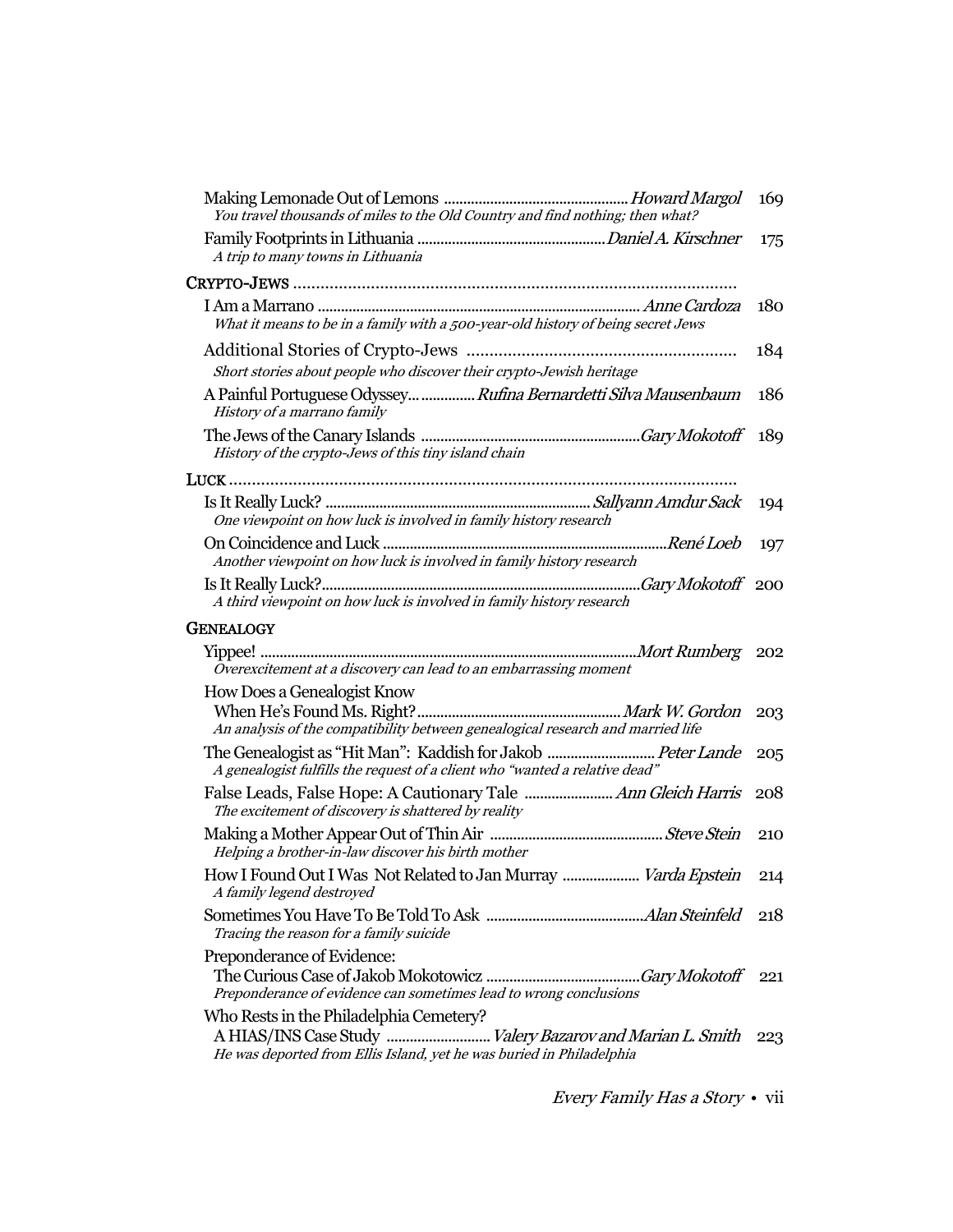Making Lemonade Out of Lemons ............................................... *Howard Margol* 169
*You travel thousands of miles to the Old Country and find nothing; then what?*

Family Footprints in Lithuania ................................................ *Daniel A. Kirschner* 175
*A trip to many towns in Lithuania*

**CRYPTO-JEWS** ................................................................................................

I Am a Marrano ................................................................................ *Anne Cardoza* 180
*What it means to be in a family with a 500-year-old history of being secret Jews*

Additional Stories of Crypto-Jews .......................................................... 184
*Short stories about people who discover their crypto-Jewish heritage*

A Painful Portuguese Odyssey... ............ *Rufina Bernardetti Silva Mausenbaum* 186
*History of a marrano family*

The Jews of the Canary Islands ........................................................ *Gary Mokotoff* 189
*History of the crypto-Jews of this tiny island chain*

**LUCK** ............................................................................................................

Is It Really Luck? .................................................................... *Sallyann Amdur Sack* 194
*One viewpoint on how luck is involved in family history research*

On Coincidence and Luck ......................................................................... *René Loeb* 197
*Another viewpoint on how luck is involved in family history research*

Is It Really Luck?.................................................................................. *Gary Mokotoff* 200
*A third viewpoint on how luck is involved in family history research*

**GENEALOGY**

Yippee! ............................................................................................... *Mort Rumberg* 202
*Overexcitement at a discovery can lead to an embarrassing moment*

How Does a Genealogist Know When He's Found Ms. Right?.................................................. *Mark W. Gordon* 203
*An analysis of the compatibility between genealogical research and married life*

The Genealogist as "Hit Man": Kaddish for Jakob ............................ *Peter Lande* 205
*A genealogist fulfills the request of a client who "wanted a relative dead"*

False Leads, False Hope: A Cautionary Tale ...................... *Ann Gleich Harris* 208
*The excitement of discovery is shattered by reality*

Making a Mother Appear Out of Thin Air ............................................ *Steve Stein* 210
*Helping a brother-in-law discover his birth mother*

How I Found Out I Was Not Related to Jan Murray .................... *Varda Epstein* 214
*A family legend destroyed*

Sometimes You Have To Be Told To Ask .........................................*Alan Steinfeld* 218
*Tracing the reason for a family suicide*

Preponderance of Evidence: The Curious Case of Jakob Mokotowicz .......................................*Gary Mokotoff* 221
*Preponderance of evidence can sometimes lead to wrong conclusions*

Who Rests in the Philadelphia Cemetery? A HIAS/INS Case Study .......................... *Valery Bazarov and Marian L. Smith* 223
*He was deported from Ellis Island, yet he was buried in Philadelphia*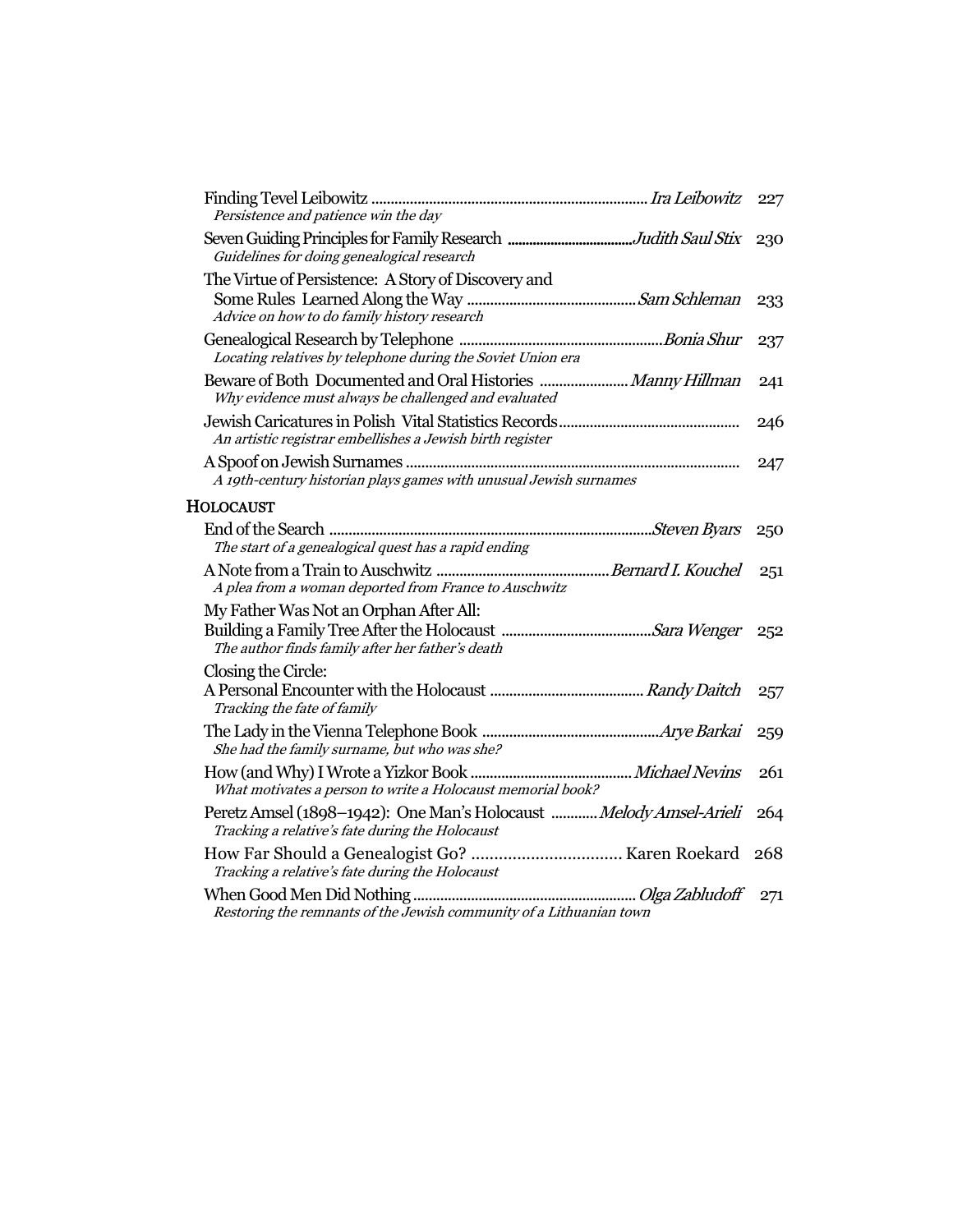Finding Tevel Leibowitz ........ *Ira Leibowitz* 227
*Persistence and patience win the day*

Seven Guiding Principles for Family Research ........ *Judith Saul Stix* 230
*Guidelines for doing genealogical research*

The Virtue of Persistence: A Story of Discovery and Some Rules Learned Along the Way ........ *Sam Schleman* 233
*Advice on how to do family history research*

Genealogical Research by Telephone ........ *Bonia Shur* 237
*Locating relatives by telephone during the Soviet Union era*

Beware of Both Documented and Oral Histories ........ *Manny Hillman* 241
*Why evidence must always be challenged and evaluated*

Jewish Caricatures in Polish Vital Statistics Records ........ 246
*An artistic registrar embellishes a Jewish birth register*

A Spoof on Jewish Surnames ........ 247
*A 19th-century historian plays games with unusual Jewish surnames*

## Holocaust

End of the Search ........ *Steven Byars* 250
*The start of a genealogical quest has a rapid ending*

A Note from a Train to Auschwitz ........ *Bernard I. Kouchel* 251
*A plea from a woman deported from France to Auschwitz*

My Father Was Not an Orphan After All: Building a Family Tree After the Holocaust ........ *Sara Wenger* 252
*The author finds family after her father's death*

Closing the Circle: A Personal Encounter with the Holocaust ........ *Randy Daitch* 257
*Tracking the fate of family*

The Lady in the Vienna Telephone Book ........ *Arye Barkai* 259
*She had the family surname, but who was she?*

How (and Why) I Wrote a Yizkor Book ........ *Michael Nevins* 261
*What motivates a person to write a Holocaust memorial book?*

Peretz Amsel (1898–1942): One Man's Holocaust ........ *Melody Amsel-Arieli* 264
*Tracking a relative's fate during the Holocaust*

How Far Should a Genealogist Go? ........ Karen Roekard 268
*Tracking a relative's fate during the Holocaust*

When Good Men Did Nothing ........ *Olga Zabludoff* 271
*Restoring the remnants of the Jewish community of a Lithuanian town*